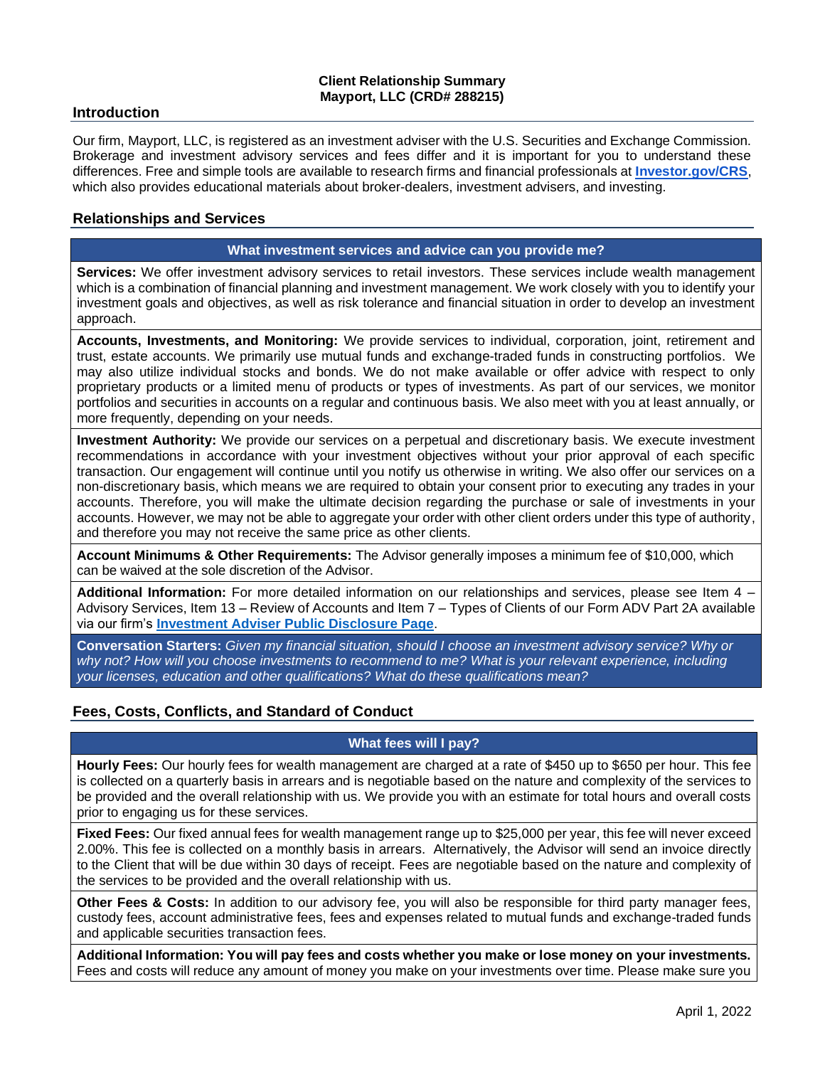**Client Relationship Summary**
**Mayport, LLC (CRD# 288215)**

## Introduction

Our firm, Mayport, LLC, is registered as an investment adviser with the U.S. Securities and Exchange Commission. Brokerage and investment advisory services and fees differ and it is important for you to understand these differences. Free and simple tools are available to research firms and financial professionals at **[Investor.gov/CRS](https://www.investor.gov/CRS)**, which also provides educational materials about broker-dealers, investment advisers, and investing.

## Relationships and Services

### What investment services and advice can you provide me?

**Services:** We offer investment advisory services to retail investors. These services include wealth management which is a combination of financial planning and investment management. We work closely with you to identify your investment goals and objectives, as well as risk tolerance and financial situation in order to develop an investment approach.

**Accounts, Investments, and Monitoring:** We provide services to individual, corporation, joint, retirement and trust, estate accounts. We primarily use mutual funds and exchange-traded funds in constructing portfolios. We may also utilize individual stocks and bonds. We do not make available or offer advice with respect to only proprietary products or a limited menu of products or types of investments. As part of our services, we monitor portfolios and securities in accounts on a regular and continuous basis. We also meet with you at least annually, or more frequently, depending on your needs.

**Investment Authority:** We provide our services on a perpetual and discretionary basis. We execute investment recommendations in accordance with your investment objectives without your prior approval of each specific transaction. Our engagement will continue until you notify us otherwise in writing. We also offer our services on a non-discretionary basis, which means we are required to obtain your consent prior to executing any trades in your accounts. Therefore, you will make the ultimate decision regarding the purchase or sale of investments in your accounts. However, we may not be able to aggregate your order with other client orders under this type of authority, and therefore you may not receive the same price as other clients.

**Account Minimums & Other Requirements:** The Advisor generally imposes a minimum fee of $10,000, which can be waived at the sole discretion of the Advisor.

**Additional Information:** For more detailed information on our relationships and services, please see Item 4 – Advisory Services, Item 13 – Review of Accounts and Item 7 – Types of Clients of our Form ADV Part 2A available via our firm's **Investment Adviser Public Disclosure Page**.

**Conversation Starters:** *Given my financial situation, should I choose an investment advisory service? Why or why not? How will you choose investments to recommend to me? What is your relevant experience, including your licenses, education and other qualifications? What do these qualifications mean?*

## Fees, Costs, Conflicts, and Standard of Conduct

### What fees will I pay?

**Hourly Fees:** Our hourly fees for wealth management are charged at a rate of $450 up to $650 per hour. This fee is collected on a quarterly basis in arrears and is negotiable based on the nature and complexity of the services to be provided and the overall relationship with us. We provide you with an estimate for total hours and overall costs prior to engaging us for these services.

**Fixed Fees:** Our fixed annual fees for wealth management range up to $25,000 per year, this fee will never exceed 2.00%. This fee is collected on a monthly basis in arrears. Alternatively, the Advisor will send an invoice directly to the Client that will be due within 30 days of receipt. Fees are negotiable based on the nature and complexity of the services to be provided and the overall relationship with us.

**Other Fees & Costs:** In addition to our advisory fee, you will also be responsible for third party manager fees, custody fees, account administrative fees, fees and expenses related to mutual funds and exchange-traded funds and applicable securities transaction fees.

**Additional Information: You will pay fees and costs whether you make or lose money on your investments.** Fees and costs will reduce any amount of money you make on your investments over time. Please make sure you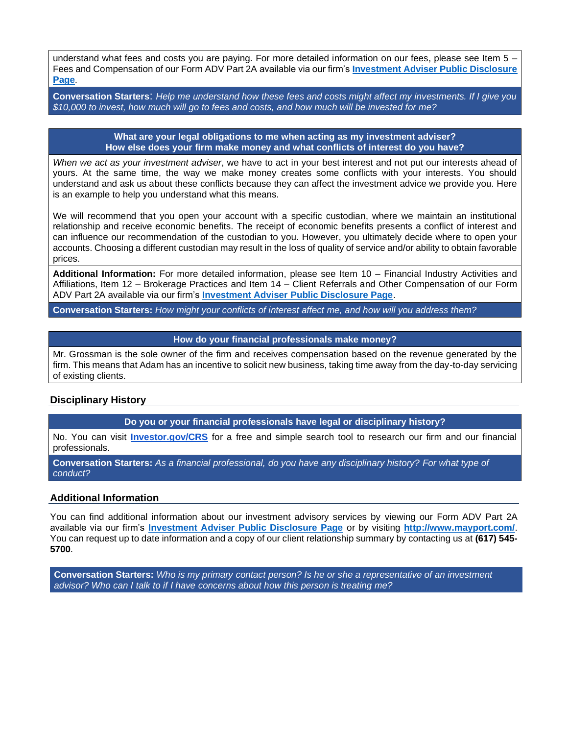understand what fees and costs you are paying. For more detailed information on our fees, please see Item 5 – Fees and Compensation of our Form ADV Part 2A available via our firm's **Investment Adviser Public Disclosure Page**.

**Conversation Starters**: *Help me understand how these fees and costs might affect my investments. If I give you $10,000 to invest, how much will go to fees and costs, and how much will be invested for me?*

**What are your legal obligations to me when acting as my investment adviser?**
**How else does your firm make money and what conflicts of interest do you have?**

*When we act as your investment adviser*, we have to act in your best interest and not put our interests ahead of yours. At the same time, the way we make money creates some conflicts with your interests. You should understand and ask us about these conflicts because they can affect the investment advice we provide you. Here is an example to help you understand what this means.

We will recommend that you open your account with a specific custodian, where we maintain an institutional relationship and receive economic benefits. The receipt of economic benefits presents a conflict of interest and can influence our recommendation of the custodian to you. However, you ultimately decide where to open your accounts. Choosing a different custodian may result in the loss of quality of service and/or ability to obtain favorable prices.

**Additional Information:** For more detailed information, please see Item 10 – Financial Industry Activities and Affiliations, Item 12 – Brokerage Practices and Item 14 – Client Referrals and Other Compensation of our Form ADV Part 2A available via our firm's **Investment Adviser Public Disclosure Page**.

**Conversation Starters:** *How might your conflicts of interest affect me, and how will you address them?*

**How do your financial professionals make money?**

Mr. Grossman is the sole owner of the firm and receives compensation based on the revenue generated by the firm. This means that Adam has an incentive to solicit new business, taking time away from the day-to-day servicing of existing clients.

## Disciplinary History

**Do you or your financial professionals have legal or disciplinary history?**

No. You can visit **Investor.gov/CRS** for a free and simple search tool to research our firm and our financial professionals.

**Conversation Starters:** *As a financial professional, do you have any disciplinary history? For what type of conduct?*

## Additional Information

You can find additional information about our investment advisory services by viewing our Form ADV Part 2A available via our firm's **Investment Adviser Public Disclosure Page** or by visiting **http://www.mayport.com/**. You can request up to date information and a copy of our client relationship summary by contacting us at **(617) 545-5700**.

**Conversation Starters:** *Who is my primary contact person? Is he or she a representative of an investment advisor? Who can I talk to if I have concerns about how this person is treating me?*